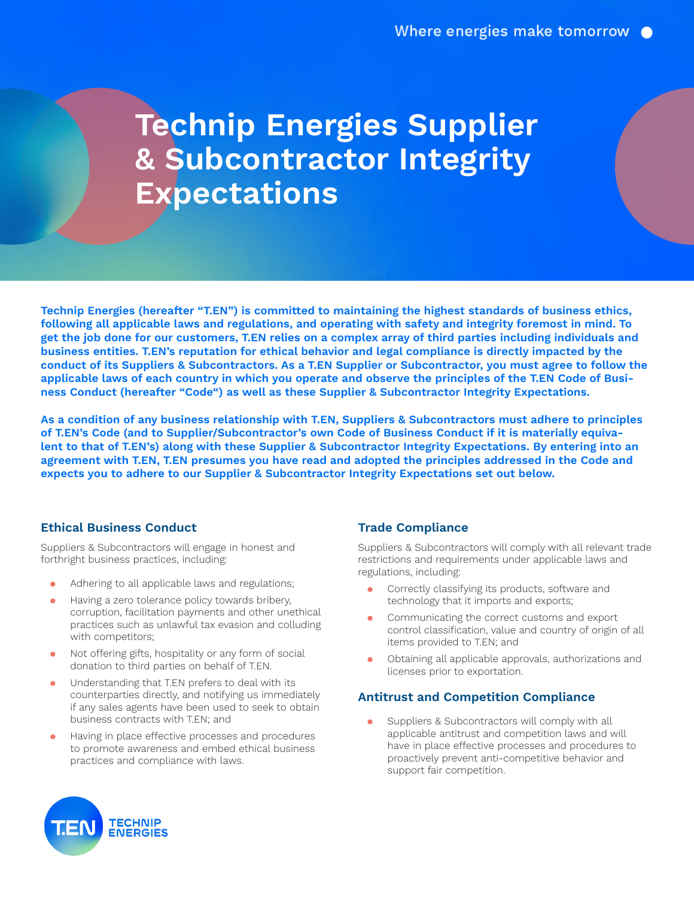# Technip Energies Supplier & Subcontractor Integrity Expectations

**Technip Energies (hereafter "T.EN") is committed to maintaining the highest standards of business ethics, following all applicable laws and regulations, and operating with safety and integrity foremost in mind. To get the job done for our customers, T.EN relies on a complex array of third parties including individuals and business entities. T.EN's reputation for ethical behavior and legal compliance is directly impacted by the conduct of its Suppliers & Subcontractors. As a T.EN Supplier or Subcontractor, you must agree to follow the applicable laws of each country in which you operate and observe the principles of the T.EN Code of Business Conduct (hereafter "Code") as well as these Supplier & Subcontractor Integrity Expectations.**

**As a condition of any business relationship with T.EN, Suppliers & Subcontractors must adhere to principles of T.EN's Code (and to Supplier/Subcontractor's own Code of Business Conduct if it is materially equivalent to that of T.EN's) along with these Supplier & Subcontractor Integrity Expectations. By entering into an agreement with T.EN, T.EN presumes you have read and adopted the principles addressed in the Code and expects you to adhere to our Supplier & Subcontractor Integrity Expectations set out below.**

## Ethical Business Conduct

Suppliers & Subcontractors will engage in honest and forthright business practices, including:

- Adhering to all applicable laws and regulations;
- Having a zero tolerance policy towards bribery, corruption, facilitation payments and other unethical practices such as unlawful tax evasion and colluding with competitors;
- Not offering gifts, hospitality or any form of social donation to third parties on behalf of T.EN.
- Understanding that T.EN prefers to deal with its counterparties directly, and notifying us immediately if any sales agents have been used to seek to obtain business contracts with T.EN; and
- Having in place effective processes and procedures to promote awareness and embed ethical business practices and compliance with laws.

## Trade Compliance

Suppliers & Subcontractors will comply with all relevant trade restrictions and requirements under applicable laws and regulations, including:

- Correctly classifying its products, software and technology that it imports and exports;
- Communicating the correct customs and export control classification, value and country of origin of all items provided to T.EN; and
- Obtaining all applicable approvals, authorizations and licenses prior to exportation.

## Antitrust and Competition Compliance

- Suppliers & Subcontractors will comply with all applicable antitrust and competition laws and will have in place effective processes and procedures to proactively prevent anti-competitive behavior and support fair competition.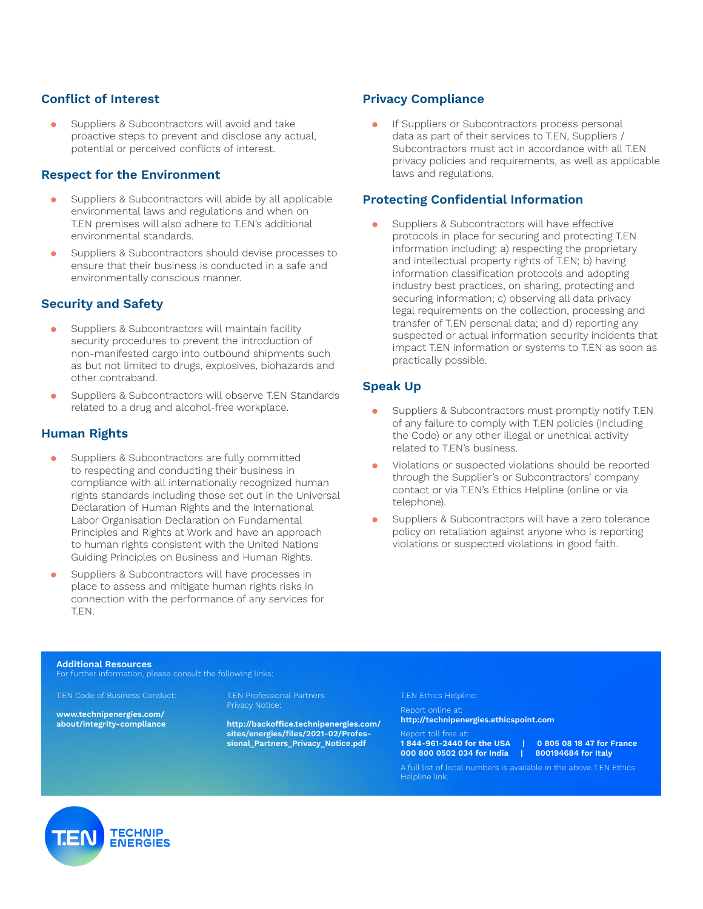## Conflict of Interest

- Suppliers & Subcontractors will avoid and take proactive steps to prevent and disclose any actual, potential or perceived conflicts of interest.

## Respect for the Environment

- Suppliers & Subcontractors will abide by all applicable environmental laws and regulations and when on T.EN premises will also adhere to T.EN's additional environmental standards.
- Suppliers & Subcontractors should devise processes to ensure that their business is conducted in a safe and environmentally conscious manner.

## Security and Safety

- Suppliers & Subcontractors will maintain facility security procedures to prevent the introduction of non-manifested cargo into outbound shipments such as but not limited to drugs, explosives, biohazards and other contraband.
- Suppliers & Subcontractors will observe T.EN Standards related to a drug and alcohol-free workplace.

## Human Rights

- Suppliers & Subcontractors are fully committed to respecting and conducting their business in compliance with all internationally recognized human rights standards including those set out in the Universal Declaration of Human Rights and the International Labor Organisation Declaration on Fundamental Principles and Rights at Work and have an approach to human rights consistent with the United Nations Guiding Principles on Business and Human Rights.
- Suppliers & Subcontractors will have processes in place to assess and mitigate human rights risks in connection with the performance of any services for T.EN.

## Privacy Compliance

- If Suppliers or Subcontractors process personal data as part of their services to T.EN, Suppliers / Subcontractors must act in accordance with all T.EN privacy policies and requirements, as well as applicable laws and regulations.

## Protecting Confidential Information

- Suppliers & Subcontractors will have effective protocols in place for securing and protecting T.EN information including: a) respecting the proprietary and intellectual property rights of T.EN; b) having information classification protocols and adopting industry best practices, on sharing, protecting and securing information; c) observing all data privacy legal requirements on the collection, processing and transfer of T.EN personal data; and d) reporting any suspected or actual information security incidents that impact T.EN information or systems to T.EN as soon as practically possible.

## Speak Up

- Suppliers & Subcontractors must promptly notify T.EN of any failure to comply with T.EN policies (including the Code) or any other illegal or unethical activity related to T.EN's business.
- Violations or suspected violations should be reported through the Supplier's or Subcontractors' company contact or via T.EN's Ethics Helpline (online or via telephone).
- Suppliers & Subcontractors will have a zero tolerance policy on retaliation against anyone who is reporting violations or suspected violations in good faith.

**Additional Resources**
For further information, please consult the following links:

T.EN Code of Business Conduct:

**www.technipenergies.com/about/integrity-compliance**

T.EN Professional Partners Privacy Notice:

**http://backoffice.technipenergies.com/sites/energies/files/2021-02/Professional_Partners_Privacy_Notice.pdf**

T.EN Ethics Helpline:

Report online at:
**http://technipenergies.ethicspoint.com**

Report toll free at:
**1 844-961-2440 for the USA | 0 805 08 18 47 for France**
**000 800 0502 034 for India | 800194684 for Italy**

A full list of local numbers is available in the above T.EN Ethics Helpline link.

T.EN TECHNIP ENERGIES